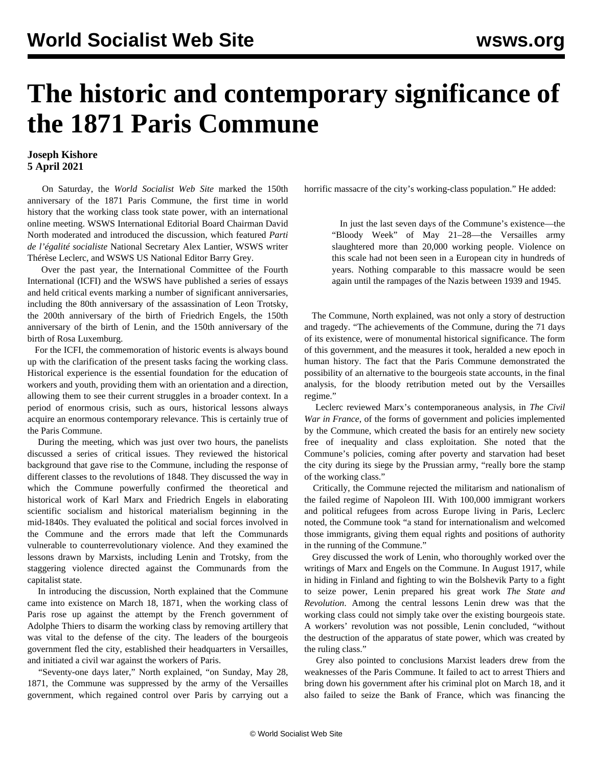# The historic and contemporary significance of the 1871 Paris Commune

**Joseph Kishore**
**5 April 2021**

On Saturday, the *World Socialist Web Site* marked the 150th anniversary of the 1871 Paris Commune, the first time in world history that the working class took state power, with an international online meeting. WSWS International Editorial Board Chairman David North moderated and introduced the discussion, which featured *Parti de l'égalité socialiste* National Secretary Alex Lantier, WSWS writer Thérèse Leclerc, and WSWS US National Editor Barry Grey.

Over the past year, the International Committee of the Fourth International (ICFI) and the WSWS have published a series of essays and held critical events marking a number of significant anniversaries, including the 80th anniversary of the assassination of Leon Trotsky, the 200th anniversary of the birth of Friedrich Engels, the 150th anniversary of the birth of Lenin, and the 150th anniversary of the birth of Rosa Luxemburg.

For the ICFI, the commemoration of historic events is always bound up with the clarification of the present tasks facing the working class. Historical experience is the essential foundation for the education of workers and youth, providing them with an orientation and a direction, allowing them to see their current struggles in a broader context. In a period of enormous crisis, such as ours, historical lessons always acquire an enormous contemporary relevance. This is certainly true of the Paris Commune.

During the meeting, which was just over two hours, the panelists discussed a series of critical issues. They reviewed the historical background that gave rise to the Commune, including the response of different classes to the revolutions of 1848. They discussed the way in which the Commune powerfully confirmed the theoretical and historical work of Karl Marx and Friedrich Engels in elaborating scientific socialism and historical materialism beginning in the mid-1840s. They evaluated the political and social forces involved in the Commune and the errors made that left the Communards vulnerable to counterrevolutionary violence. And they examined the lessons drawn by Marxists, including Lenin and Trotsky, from the staggering violence directed against the Communards from the capitalist state.

In introducing the discussion, North explained that the Commune came into existence on March 18, 1871, when the working class of Paris rose up against the attempt by the French government of Adolphe Thiers to disarm the working class by removing artillery that was vital to the defense of the city. The leaders of the bourgeois government fled the city, established their headquarters in Versailles, and initiated a civil war against the workers of Paris.

"Seventy-one days later," North explained, "on Sunday, May 28, 1871, the Commune was suppressed by the army of the Versailles government, which regained control over Paris by carrying out a horrific massacre of the city's working-class population." He added:

> In just the last seven days of the Commune's existence—the "Bloody Week" of May 21–28—the Versailles army slaughtered more than 20,000 working people. Violence on this scale had not been seen in a European city in hundreds of years. Nothing comparable to this massacre would be seen again until the rampages of the Nazis between 1939 and 1945.

The Commune, North explained, was not only a story of destruction and tragedy. "The achievements of the Commune, during the 71 days of its existence, were of monumental historical significance. The form of this government, and the measures it took, heralded a new epoch in human history. The fact that the Paris Commune demonstrated the possibility of an alternative to the bourgeois state accounts, in the final analysis, for the bloody retribution meted out by the Versailles regime."

Leclerc reviewed Marx's contemporaneous analysis, in *The Civil War in France*, of the forms of government and policies implemented by the Commune, which created the basis for an entirely new society free of inequality and class exploitation. She noted that the Commune's policies, coming after poverty and starvation had beset the city during its siege by the Prussian army, "really bore the stamp of the working class."

Critically, the Commune rejected the militarism and nationalism of the failed regime of Napoleon III. With 100,000 immigrant workers and political refugees from across Europe living in Paris, Leclerc noted, the Commune took "a stand for internationalism and welcomed those immigrants, giving them equal rights and positions of authority in the running of the Commune."

Grey discussed the work of Lenin, who thoroughly worked over the writings of Marx and Engels on the Commune. In August 1917, while in hiding in Finland and fighting to win the Bolshevik Party to a fight to seize power, Lenin prepared his great work *The State and Revolution*. Among the central lessons Lenin drew was that the working class could not simply take over the existing bourgeois state. A workers' revolution was not possible, Lenin concluded, "without the destruction of the apparatus of state power, which was created by the ruling class."

Grey also pointed to conclusions Marxist leaders drew from the weaknesses of the Paris Commune. It failed to act to arrest Thiers and bring down his government after his criminal plot on March 18, and it also failed to seize the Bank of France, which was financing the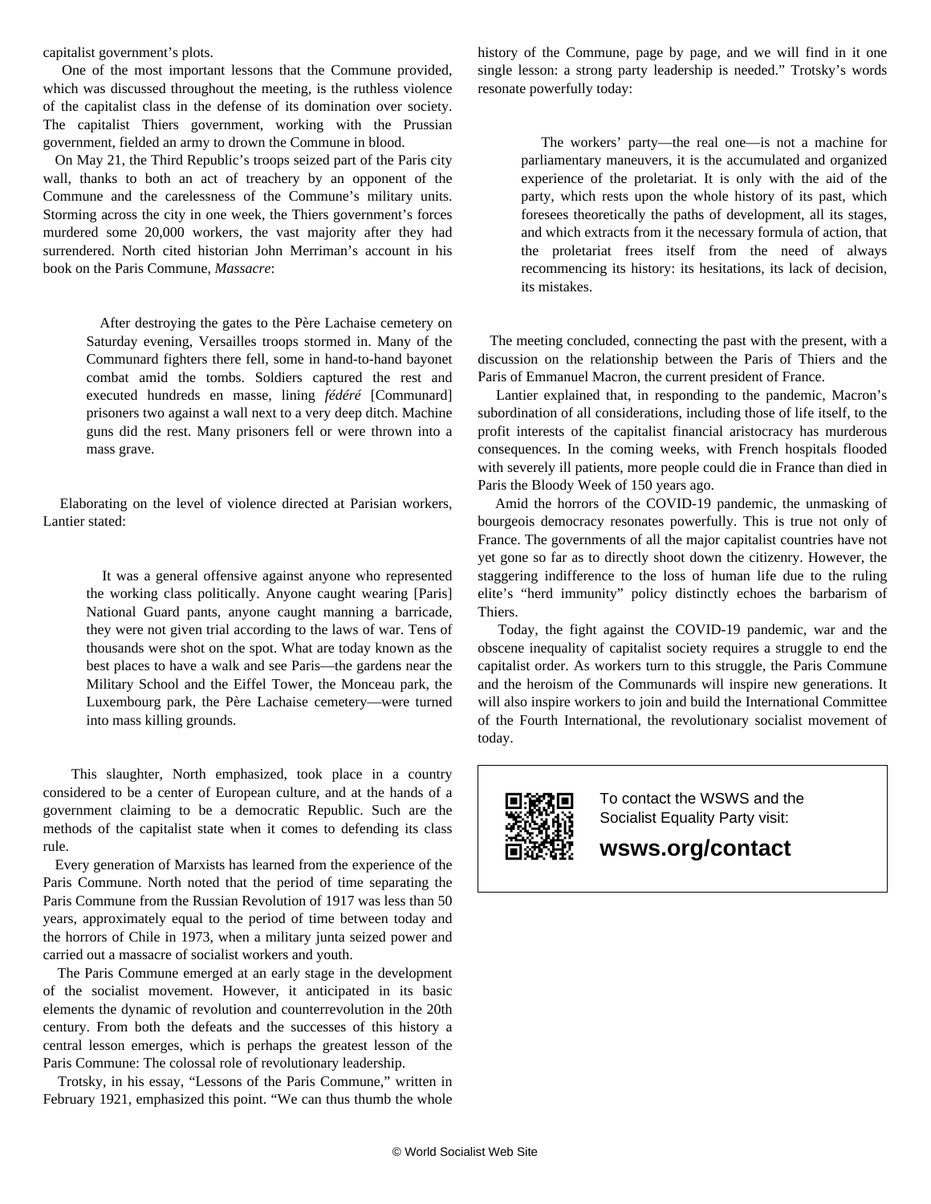capitalist government's plots.

One of the most important lessons that the Commune provided, which was discussed throughout the meeting, is the ruthless violence of the capitalist class in the defense of its domination over society. The capitalist Thiers government, working with the Prussian government, fielded an army to drown the Commune in blood.

On May 21, the Third Republic's troops seized part of the Paris city wall, thanks to both an act of treachery by an opponent of the Commune and the carelessness of the Commune's military units. Storming across the city in one week, the Thiers government's forces murdered some 20,000 workers, the vast majority after they had surrendered. North cited historian John Merriman's account in his book on the Paris Commune, *Massacre*:

> After destroying the gates to the Père Lachaise cemetery on Saturday evening, Versailles troops stormed in. Many of the Communard fighters there fell, some in hand-to-hand bayonet combat amid the tombs. Soldiers captured the rest and executed hundreds en masse, lining *fédéré* [Communard] prisoners two against a wall next to a very deep ditch. Machine guns did the rest. Many prisoners fell or were thrown into a mass grave.

Elaborating on the level of violence directed at Parisian workers, Lantier stated:

> It was a general offensive against anyone who represented the working class politically. Anyone caught wearing [Paris] National Guard pants, anyone caught manning a barricade, they were not given trial according to the laws of war. Tens of thousands were shot on the spot. What are today known as the best places to have a walk and see Paris—the gardens near the Military School and the Eiffel Tower, the Monceau park, the Luxembourg park, the Père Lachaise cemetery—were turned into mass killing grounds.

This slaughter, North emphasized, took place in a country considered to be a center of European culture, and at the hands of a government claiming to be a democratic Republic. Such are the methods of the capitalist state when it comes to defending its class rule.

Every generation of Marxists has learned from the experience of the Paris Commune. North noted that the period of time separating the Paris Commune from the Russian Revolution of 1917 was less than 50 years, approximately equal to the period of time between today and the horrors of Chile in 1973, when a military junta seized power and carried out a massacre of socialist workers and youth.

The Paris Commune emerged at an early stage in the development of the socialist movement. However, it anticipated in its basic elements the dynamic of revolution and counterrevolution in the 20th century. From both the defeats and the successes of this history a central lesson emerges, which is perhaps the greatest lesson of the Paris Commune: The colossal role of revolutionary leadership.

Trotsky, in his essay, "Lessons of the Paris Commune," written in February 1921, emphasized this point. "We can thus thumb the whole history of the Commune, page by page, and we will find in it one single lesson: a strong party leadership is needed." Trotsky's words resonate powerfully today:

> The workers' party—the real one—is not a machine for parliamentary maneuvers, it is the accumulated and organized experience of the proletariat. It is only with the aid of the party, which rests upon the whole history of its past, which foresees theoretically the paths of development, all its stages, and which extracts from it the necessary formula of action, that the proletariat frees itself from the need of always recommencing its history: its hesitations, its lack of decision, its mistakes.

The meeting concluded, connecting the past with the present, with a discussion on the relationship between the Paris of Thiers and the Paris of Emmanuel Macron, the current president of France.

Lantier explained that, in responding to the pandemic, Macron's subordination of all considerations, including those of life itself, to the profit interests of the capitalist financial aristocracy has murderous consequences. In the coming weeks, with French hospitals flooded with severely ill patients, more people could die in France than died in Paris the Bloody Week of 150 years ago.

Amid the horrors of the COVID-19 pandemic, the unmasking of bourgeois democracy resonates powerfully. This is true not only of France. The governments of all the major capitalist countries have not yet gone so far as to directly shoot down the citizenry. However, the staggering indifference to the loss of human life due to the ruling elite's "herd immunity" policy distinctly echoes the barbarism of Thiers.

Today, the fight against the COVID-19 pandemic, war and the obscene inequality of capitalist society requires a struggle to end the capitalist order. As workers turn to this struggle, the Paris Commune and the heroism of the Communards will inspire new generations. It will also inspire workers to join and build the International Committee of the Fourth International, the revolutionary socialist movement of today.

To contact the WSWS and the Socialist Equality Party visit:

**wsws.org/contact**